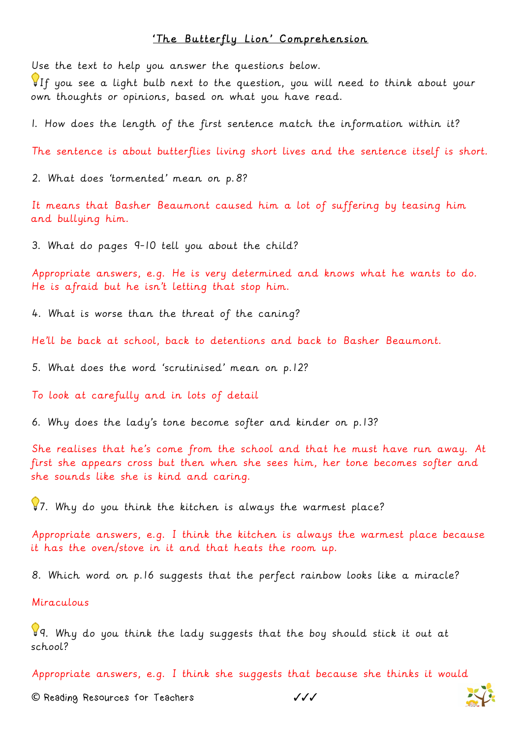# 'The Butterfly Lion' Comprehension

Use the text to help you answer the questions below.

💡If you see a light bulb next to the question, you will need to think about your own thoughts or opinions, based on what you have read.

1. How does the length of the first sentence match the information within it?

The sentence is about butterflies living short lives and the sentence itself is short.

2. What does 'tormented' mean on p.8?

It means that Basher Beaumont caused him a lot of suffering by teasing him and bullying him.

3. What do pages 9-10 tell you about the child?

Appropriate answers, e.g. He is very determined and knows what he wants to do. He is afraid but he isn't letting that stop him.

4. What is worse than the threat of the caning?

He'll be back at school, back to detentions and back to Basher Beaumont.

5. What does the word 'scrutinised' mean on p.12?

To look at carefully and in lots of detail

6. Why does the lady's tone become softer and kinder on p.13?

She realises that he's come from the school and that he must have run away. At first she appears cross but then when she sees him, her tone becomes softer and she sounds like she is kind and caring.

💡7. Why do you think the kitchen is always the warmest place?

Appropriate answers, e.g. I think the kitchen is always the warmest place because it has the oven/stove in it and that heats the room up.

8. Which word on p.16 suggests that the perfect rainbow looks like a miracle?

Miraculous

💡9. Why do you think the lady suggests that the boy should stick it out at school?

Appropriate answers, e.g. I think she suggests that because she thinks it would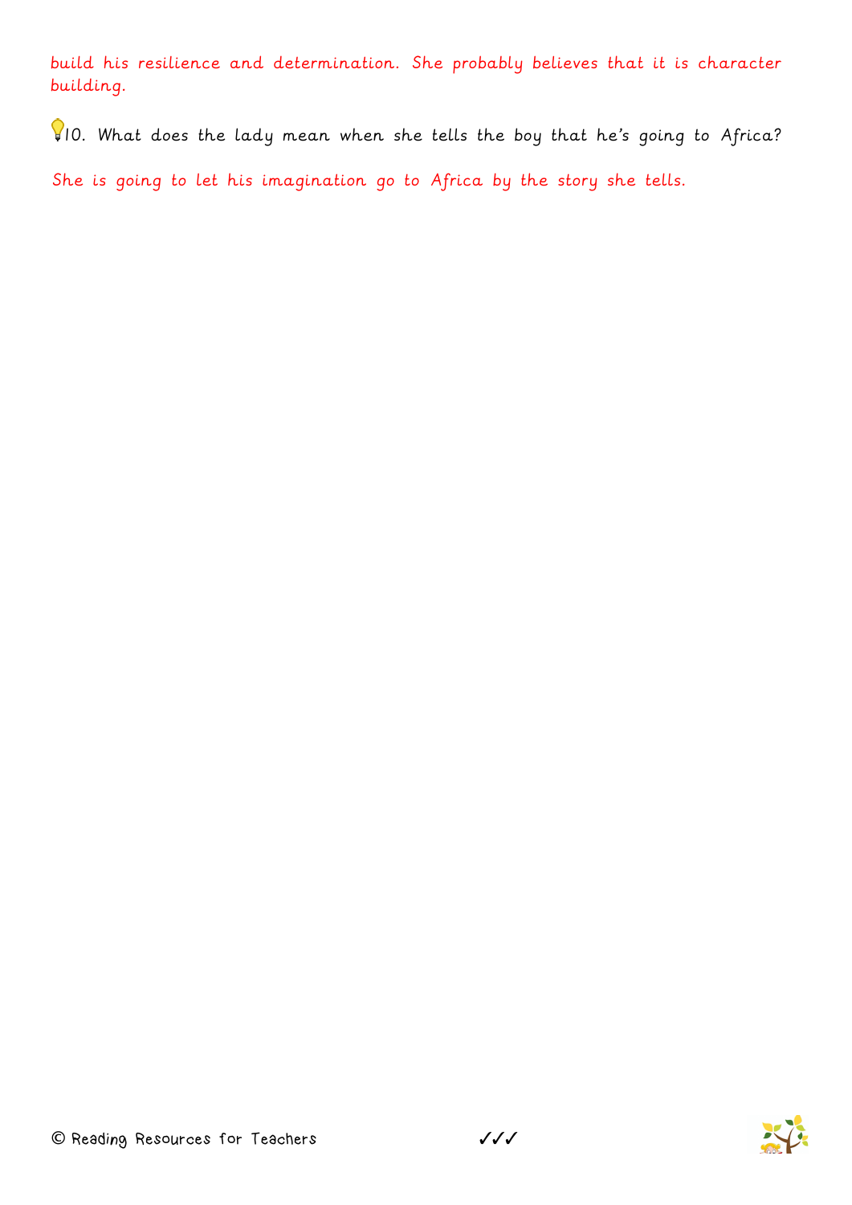build his resilience and determination. She probably believes that it is character building.

10. What does the lady mean when she tells the boy that he's going to Africa?

She is going to let his imagination go to Africa by the story she tells.